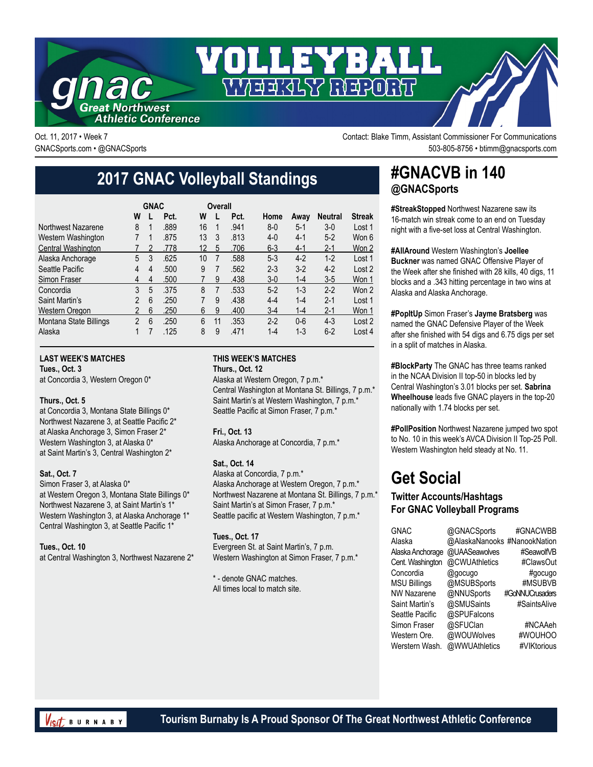# VOLLEYBALL WEEKLY REPORT

**gnac** Great Northwest Athletic Conference

Oct. 11, 2017 • Week 7
GNACSports.com • @GNACSports

Contact: Blake Timm, Assistant Commissioner For Communications
503-805-8756 • btimm@gnacsports.com

## 2017 GNAC Volleyball Standings

| | GNAC | | | Overall | | | | | | |
|---|---|---|---|---|---|---|---|---|---|---|
| | W | L | Pct. | W | L | Pct. | Home | Away | Neutral | Streak |
| Northwest Nazarene | 8 | 1 | .889 | 16 | 1 | .941 | 8-0 | 5-1 | 3-0 | Lost 1 |
| Western Washington | 7 | 1 | .875 | 13 | 3 | .813 | 4-0 | 4-1 | 5-2 | Won 6 |
| Central Washington | 7 | 2 | .778 | 12 | 5 | .706 | 6-3 | 4-1 | 2-1 | Won 2 |
| Alaska Anchorage | 5 | 3 | .625 | 10 | 7 | .588 | 5-3 | 4-2 | 1-2 | Lost 1 |
| Seattle Pacific | 4 | 4 | .500 | 9 | 7 | .562 | 2-3 | 3-2 | 4-2 | Lost 2 |
| Simon Fraser | 4 | 4 | .500 | 7 | 9 | .438 | 3-0 | 1-4 | 3-5 | Won 1 |
| Concordia | 3 | 5 | .375 | 8 | 7 | .533 | 5-2 | 1-3 | 2-2 | Won 2 |
| Saint Martin's | 2 | 6 | .250 | 7 | 9 | .438 | 4-4 | 1-4 | 2-1 | Lost 1 |
| Western Oregon | 2 | 6 | .250 | 6 | 9 | .400 | 3-4 | 1-4 | 2-1 | Won 1 |
| Montana State Billings | 2 | 6 | .250 | 6 | 11 | .353 | 2-2 | 0-6 | 4-3 | Lost 2 |
| Alaska | 1 | 7 | .125 | 8 | 9 | .471 | 1-4 | 1-3 | 6-2 | Lost 4 |

### LAST WEEK'S MATCHES

**Tues., Oct. 3**
at Concordia 3, Western Oregon 0*

**Thurs., Oct. 5**
at Concordia 3, Montana State Billings 0*
Northwest Nazarene 3, at Seattle Pacific 2*
at Alaska Anchorage 3, Simon Fraser 2*
Western Washington 3, at Alaska 0*
at Saint Martin's 3, Central Washington 2*

**Sat., Oct. 7**
Simon Fraser 3, at Alaska 0*
at Western Oregon 3, Montana State Billings 0*
Northwest Nazarene 3, at Saint Martin's 1*
Western Washington 3, at Alaska Anchorage 1*
Central Washington 3, at Seattle Pacific 1*

**Tues., Oct. 10**
at Central Washington 3, Northwest Nazarene 2*

### THIS WEEK'S MATCHES

**Thurs., Oct. 12**
Alaska at Western Oregon, 7 p.m.*
Central Washington at Montana St. Billings, 7 p.m.*
Saint Martin's at Western Washington, 7 p.m.*
Seattle Pacific at Simon Fraser, 7 p.m.*

**Fri., Oct. 13**
Alaska Anchorage at Concordia, 7 p.m.*

**Sat., Oct. 14**
Alaska at Concordia, 7 p.m.*
Alaska Anchorage at Western Oregon, 7 p.m.*
Northwest Nazarene at Montana St. Billings, 7 p.m.*
Saint Martin's at Simon Fraser, 7 p.m.*
Seattle pacific at Western Washington, 7 p.m.*

**Tues., Oct. 17**
Evergreen St. at Saint Martin's, 7 p.m.
Western Washington at Simon Fraser, 7 p.m.*

* - denote GNAC matches.
All times local to match site.

## #GNACVB in 140
### @GNACSports

**#StreakStopped** Northwest Nazarene saw its 16-match win streak come to an end on Tuesday night with a five-set loss at Central Washington.

**#AllAround** Western Washington's **Joellee Buckner** was named GNAC Offensive Player of the Week after she finished with 28 kills, 40 digs, 11 blocks and a .343 hitting percentage in two wins at Alaska and Alaska Anchorage.

**#PopItUp** Simon Fraser's **Jayme Bratsberg** was named the GNAC Defensive Player of the Week after she finished with 54 digs and 6.75 digs per set in a split of matches in Alaska.

**#BlockParty** The GNAC has three teams ranked in the NCAA Division II top-50 in blocks led by Central Washington's 3.01 blocks per set. **Sabrina Wheelhouse** leads five GNAC players in the top-20 nationally with 1.74 blocks per set.

**#PollPosition** Northwest Nazarene jumped two spot to No. 10 in this week's AVCA Division II Top-25 Poll. Western Washington held steady at No. 11.

## Get Social

### Twitter Accounts/Hashtags For GNAC Volleyball Programs

| | | |
|---|---|---|
| GNAC | @GNACSports | #GNACWBB |
| Alaska | @AlaskaNanooks | #NanookNation |
| Alaska Anchorage | @UAASeawolves | #SeawolfVB |
| Cent. Washington | @CWUAthletics | #ClawsOut |
| Concordia | @gocugo | #gocugo |
| MSU Billings | @MSUBSports | #MSUBVB |
| NW Nazarene | @NNUSports | #GoNNUCrusaders |
| Saint Martin's | @SMUSaints | #SaintsAlive |
| Seattle Pacific | @SPUFalcons | |
| Simon Fraser | @SFUClan | #NCAAeh |
| Western Ore. | @WOUWolves | #WOUHOO |
| Werstern Wash. | @WWUAthletics | #VIKtorious |

Tourism Burnaby Is A Proud Sponsor Of The Great Northwest Athletic Conference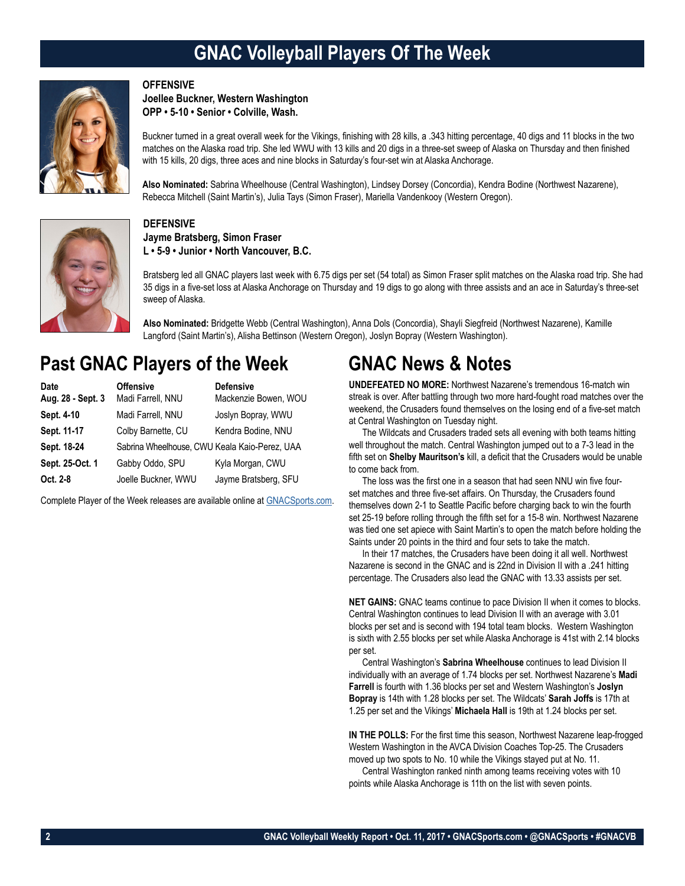# GNAC Volleyball Players Of The Week

**OFFENSIVE**
**Joellee Buckner, Western Washington**
**OPP • 5-10 • Senior • Colville, Wash.**

Buckner turned in a great overall week for the Vikings, finishing with 28 kills, a .343 hitting percentage, 40 digs and 11 blocks in the two matches on the Alaska road trip. She led WWU with 13 kills and 20 digs in a three-set sweep of Alaska on Thursday and then finished with 15 kills, 20 digs, three aces and nine blocks in Saturday's four-set win at Alaska Anchorage.

**Also Nominated:** Sabrina Wheelhouse (Central Washington), Lindsey Dorsey (Concordia), Kendra Bodine (Northwest Nazarene), Rebecca Mitchell (Saint Martin's), Julia Tays (Simon Fraser), Mariella Vandenkooy (Western Oregon).

**DEFENSIVE**
**Jayme Bratsberg, Simon Fraser**
**L • 5-9 • Junior • North Vancouver, B.C.**

Bratsberg led all GNAC players last week with 6.75 digs per set (54 total) as Simon Fraser split matches on the Alaska road trip. She had 35 digs in a five-set loss at Alaska Anchorage on Thursday and 19 digs to go along with three assists and an ace in Saturday's three-set sweep of Alaska.

**Also Nominated:** Bridgette Webb (Central Washington), Anna Dols (Concordia), Shayli Siegfreid (Northwest Nazarene), Kamille Langford (Saint Martin's), Alisha Bettinson (Western Oregon), Joslyn Bopray (Western Washington).

## Past GNAC Players of the Week

| Date | Offensive | Defensive |
|---|---|---|
| Aug. 28 - Sept. 3 | Madi Farrell, NNU | Mackenzie Bowen, WOU |
| Sept. 4-10 | Madi Farrell, NNU | Joslyn Bopray, WWU |
| Sept. 11-17 | Colby Barnette, CU | Kendra Bodine, NNU |
| Sept. 18-24 | Sabrina Wheelhouse, CWU | Keala Kaio-Perez, UAA |
| Sept. 25-Oct. 1 | Gabby Oddo, SPU | Kyla Morgan, CWU |
| Oct. 2-8 | Joelle Buckner, WWU | Jayme Bratsberg, SFU |

Complete Player of the Week releases are available online at GNACSports.com.

## GNAC News & Notes

**UNDEFEATED NO MORE:** Northwest Nazarene's tremendous 16-match win streak is over. After battling through two more hard-fought road matches over the weekend, the Crusaders found themselves on the losing end of a five-set match at Central Washington on Tuesday night.

The Wildcats and Crusaders traded sets all evening with both teams hitting well throughout the match. Central Washington jumped out to a 7-3 lead in the fifth set on **Shelby Mauritson's** kill, a deficit that the Crusaders would be unable to come back from.

The loss was the first one in a season that had seen NNU win five four-set matches and three five-set affairs. On Thursday, the Crusaders found themselves down 2-1 to Seattle Pacific before charging back to win the fourth set 25-19 before rolling through the fifth set for a 15-8 win. Northwest Nazarene was tied one set apiece with Saint Martin's to open the match before holding the Saints under 20 points in the third and four sets to take the match.

In their 17 matches, the Crusaders have been doing it all well. Northwest Nazarene is second in the GNAC and is 22nd in Division II with a .241 hitting percentage. The Crusaders also lead the GNAC with 13.33 assists per set.

**NET GAINS:** GNAC teams continue to pace Division II when it comes to blocks. Central Washington continues to lead Division II with an average with 3.01 blocks per set and is second with 194 total team blocks. Western Washington is sixth with 2.55 blocks per set while Alaska Anchorage is 41st with 2.14 blocks per set.

Central Washington's **Sabrina Wheelhouse** continues to lead Division II individually with an average of 1.74 blocks per set. Northwest Nazarene's **Madi Farrell** is fourth with 1.36 blocks per set and Western Washington's **Joslyn Bopray** is 14th with 1.28 blocks per set. The Wildcats' **Sarah Joffs** is 17th at 1.25 per set and the Vikings' **Michaela Hall** is 19th at 1.24 blocks per set.

**IN THE POLLS:** For the first time this season, Northwest Nazarene leap-frogged Western Washington in the AVCA Division Coaches Top-25. The Crusaders moved up two spots to No. 10 while the Vikings stayed put at No. 11.

Central Washington ranked ninth among teams receiving votes with 10 points while Alaska Anchorage is 11th on the list with seven points.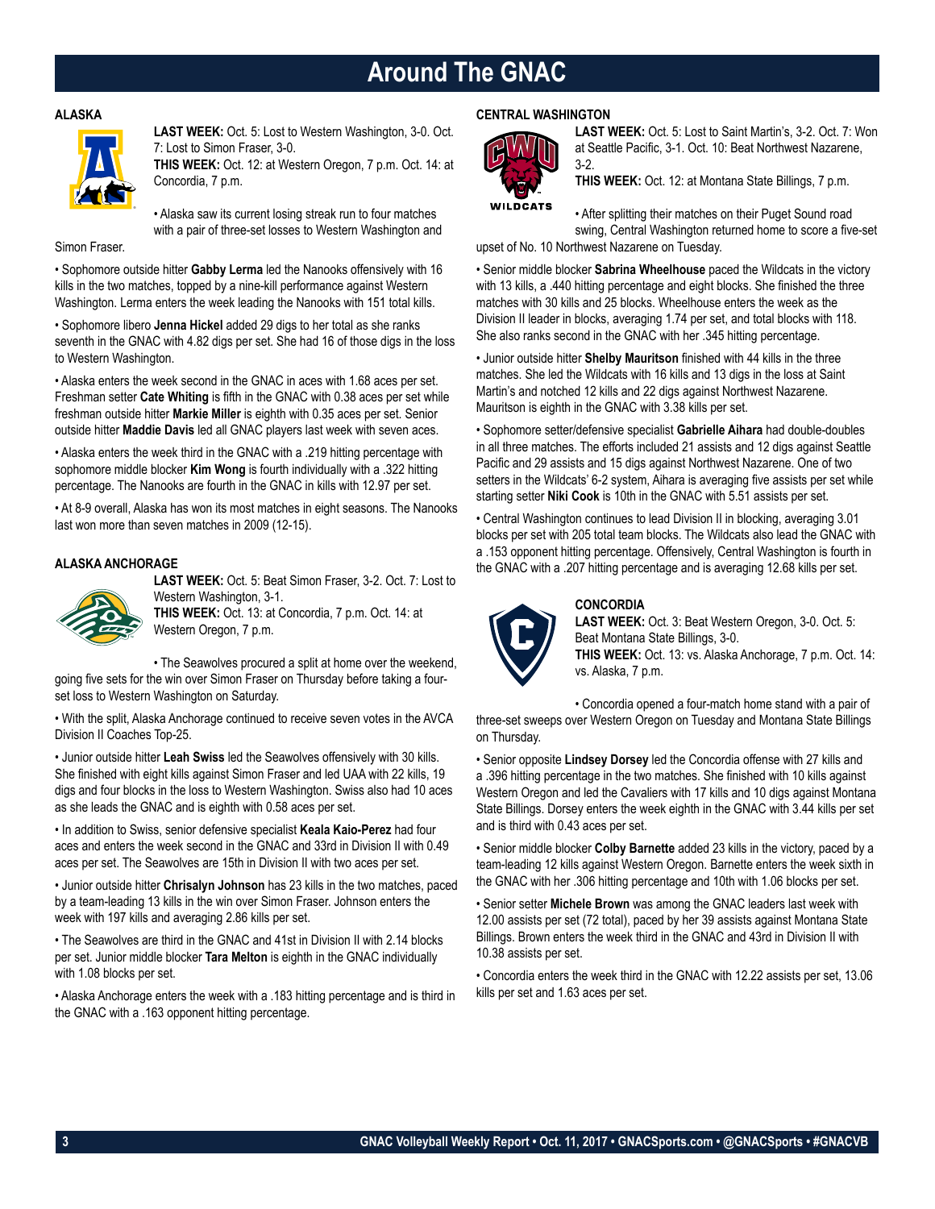# Around The GNAC

## ALASKA

**LAST WEEK:** Oct. 5: Lost to Western Washington, 3-0. Oct. 7: Lost to Simon Fraser, 3-0.
**THIS WEEK:** Oct. 12: at Western Oregon, 7 p.m. Oct. 14: at Concordia, 7 p.m.

• Alaska saw its current losing streak run to four matches with a pair of three-set losses to Western Washington and Simon Fraser.

• Sophomore outside hitter **Gabby Lerma** led the Nanooks offensively with 16 kills in the two matches, topped by a nine-kill performance against Western Washington. Lerma enters the week leading the Nanooks with 151 total kills.

• Sophomore libero **Jenna Hickel** added 29 digs to her total as she ranks seventh in the GNAC with 4.82 digs per set. She had 16 of those digs in the loss to Western Washington.

• Alaska enters the week second in the GNAC in aces with 1.68 aces per set. Freshman setter **Cate Whiting** is fifth in the GNAC with 0.38 aces per set while freshman outside hitter **Markie Miller** is eighth with 0.35 aces per set. Senior outside hitter **Maddie Davis** led all GNAC players last week with seven aces.

• Alaska enters the week third in the GNAC with a .219 hitting percentage with sophomore middle blocker **Kim Wong** is fourth individually with a .322 hitting percentage. The Nanooks are fourth in the GNAC in kills with 12.97 per set.

• At 8-9 overall, Alaska has won its most matches in eight seasons. The Nanooks last won more than seven matches in 2009 (12-15).

## ALASKA ANCHORAGE

**LAST WEEK:** Oct. 5: Beat Simon Fraser, 3-2. Oct. 7: Lost to Western Washington, 3-1.
**THIS WEEK:** Oct. 13: at Concordia, 7 p.m. Oct. 14: at Western Oregon, 7 p.m.

• The Seawolves procured a split at home over the weekend, going five sets for the win over Simon Fraser on Thursday before taking a four-set loss to Western Washington on Saturday.

• With the split, Alaska Anchorage continued to receive seven votes in the AVCA Division II Coaches Top-25.

• Junior outside hitter **Leah Swiss** led the Seawolves offensively with 30 kills. She finished with eight kills against Simon Fraser and led UAA with 22 kills, 19 digs and four blocks in the loss to Western Washington. Swiss also had 10 aces as she leads the GNAC and is eighth with 0.58 aces per set.

• In addition to Swiss, senior defensive specialist **Keala Kaio-Perez** had four aces and enters the week second in the GNAC and 33rd in Division II with 0.49 aces per set. The Seawolves are 15th in Division II with two aces per set.

• Junior outside hitter **Chrisalyn Johnson** has 23 kills in the two matches, paced by a team-leading 13 kills in the win over Simon Fraser. Johnson enters the week with 197 kills and averaging 2.86 kills per set.

• The Seawolves are third in the GNAC and 41st in Division II with 2.14 blocks per set. Junior middle blocker **Tara Melton** is eighth in the GNAC individually with 1.08 blocks per set.

• Alaska Anchorage enters the week with a .183 hitting percentage and is third in the GNAC with a .163 opponent hitting percentage.

## CENTRAL WASHINGTON

**LAST WEEK:** Oct. 5: Lost to Saint Martin's, 3-2. Oct. 7: Won at Seattle Pacific, 3-1. Oct. 10: Beat Northwest Nazarene, 3-2.
**THIS WEEK:** Oct. 12: at Montana State Billings, 7 p.m.

• After splitting their matches on their Puget Sound road swing, Central Washington returned home to score a five-set upset of No. 10 Northwest Nazarene on Tuesday.

• Senior middle blocker **Sabrina Wheelhouse** paced the Wildcats in the victory with 13 kills, a .440 hitting percentage and eight blocks. She finished the three matches with 30 kills and 25 blocks. Wheelhouse enters the week as the Division II leader in blocks, averaging 1.74 per set, and total blocks with 118. She also ranks second in the GNAC with her .345 hitting percentage.

• Junior outside hitter **Shelby Mauritson** finished with 44 kills in the three matches. She led the Wildcats with 16 kills and 13 digs in the loss at Saint Martin's and notched 12 kills and 22 digs against Northwest Nazarene. Mauritson is eighth in the GNAC with 3.38 kills per set.

• Sophomore setter/defensive specialist **Gabrielle Aihara** had double-doubles in all three matches. The efforts included 21 assists and 12 digs against Seattle Pacific and 29 assists and 15 digs against Northwest Nazarene. One of two setters in the Wildcats' 6-2 system, Aihara is averaging five assists per set while starting setter **Niki Cook** is 10th in the GNAC with 5.51 assists per set.

• Central Washington continues to lead Division II in blocking, averaging 3.01 blocks per set with 205 total team blocks. The Wildcats also lead the GNAC with a .153 opponent hitting percentage. Offensively, Central Washington is fourth in the GNAC with a .207 hitting percentage and is averaging 12.68 kills per set.

## CONCORDIA

**LAST WEEK:** Oct. 3: Beat Western Oregon, 3-0. Oct. 5: Beat Montana State Billings, 3-0.
**THIS WEEK:** Oct. 13: vs. Alaska Anchorage, 7 p.m. Oct. 14: vs. Alaska, 7 p.m.

• Concordia opened a four-match home stand with a pair of three-set sweeps over Western Oregon on Tuesday and Montana State Billings on Thursday.

• Senior opposite **Lindsey Dorsey** led the Concordia offense with 27 kills and a .396 hitting percentage in the two matches. She finished with 10 kills against Western Oregon and led the Cavaliers with 17 kills and 10 digs against Montana State Billings. Dorsey enters the week eighth in the GNAC with 3.44 kills per set and is third with 0.43 aces per set.

• Senior middle blocker **Colby Barnette** added 23 kills in the victory, paced by a team-leading 12 kills against Western Oregon. Barnette enters the week sixth in the GNAC with her .306 hitting percentage and 10th with 1.06 blocks per set.

• Senior setter **Michele Brown** was among the GNAC leaders last week with 12.00 assists per set (72 total), paced by her 39 assists against Montana State Billings. Brown enters the week third in the GNAC and 43rd in Division II with 10.38 assists per set.

• Concordia enters the week third in the GNAC with 12.22 assists per set, 13.06 kills per set and 1.63 aces per set.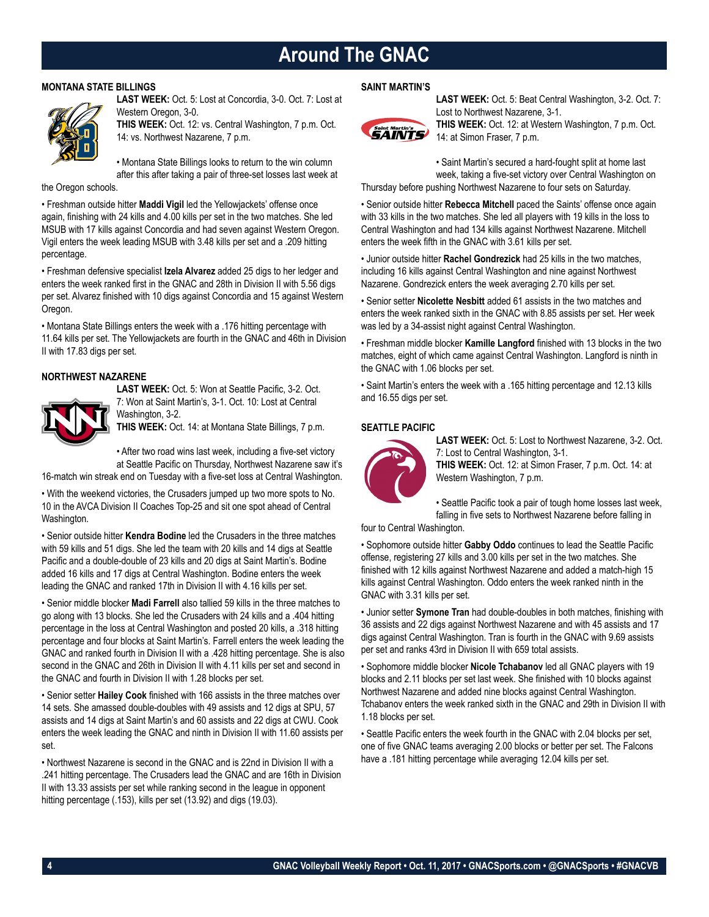# Around The GNAC

## MONTANA STATE BILLINGS

**LAST WEEK:** Oct. 5: Lost at Concordia, 3-0. Oct. 7: Lost at Western Oregon, 3-0.
**THIS WEEK:** Oct. 12: vs. Central Washington, 7 p.m. Oct. 14: vs. Northwest Nazarene, 7 p.m.

• Montana State Billings looks to return to the win column after this after taking a pair of three-set losses last week at the Oregon schools.

• Freshman outside hitter **Maddi Vigil** led the Yellowjackets' offense once again, finishing with 24 kills and 4.00 kills per set in the two matches. She led MSUB with 17 kills against Concordia and had seven against Western Oregon. Vigil enters the week leading MSUB with 3.48 kills per set and a .209 hitting percentage.

• Freshman defensive specialist **Izela Alvarez** added 25 digs to her ledger and enters the week ranked first in the GNAC and 28th in Division II with 5.56 digs per set. Alvarez finished with 10 digs against Concordia and 15 against Western Oregon.

• Montana State Billings enters the week with a .176 hitting percentage with 11.64 kills per set. The Yellowjackets are fourth in the GNAC and 46th in Division II with 17.83 digs per set.

## NORTHWEST NAZARENE

**LAST WEEK:** Oct. 5: Won at Seattle Pacific, 3-2. Oct. 7: Won at Saint Martin's, 3-1. Oct. 10: Lost at Central Washington, 3-2.
**THIS WEEK:** Oct. 14: at Montana State Billings, 7 p.m.

• After two road wins last week, including a five-set victory at Seattle Pacific on Thursday, Northwest Nazarene saw it's 16-match win streak end on Tuesday with a five-set loss at Central Washington.

• With the weekend victories, the Crusaders jumped up two more spots to No. 10 in the AVCA Division II Coaches Top-25 and sit one spot ahead of Central Washington.

• Senior outside hitter **Kendra Bodine** led the Crusaders in the three matches with 59 kills and 51 digs. She led the team with 20 kills and 14 digs at Seattle Pacific and a double-double of 23 kills and 20 digs at Saint Martin's. Bodine added 16 kills and 17 digs at Central Washington. Bodine enters the week leading the GNAC and ranked 17th in Division II with 4.16 kills per set.

• Senior middle blocker **Madi Farrell** also tallied 59 kills in the three matches to go along with 13 blocks. She led the Crusaders with 24 kills and a .404 hitting percentage in the loss at Central Washington and posted 20 kills, a .318 hitting percentage and four blocks at Saint Martin's. Farrell enters the week leading the GNAC and ranked fourth in Division II with a .428 hitting percentage. She is also second in the GNAC and 26th in Division II with 4.11 kills per set and second in the GNAC and fourth in Division II with 1.28 blocks per set.

• Senior setter **Hailey Cook** finished with 166 assists in the three matches over 14 sets. She amassed double-doubles with 49 assists and 12 digs at SPU, 57 assists and 14 digs at Saint Martin's and 60 assists and 22 digs at CWU. Cook enters the week leading the GNAC and ninth in Division II with 11.60 assists per set.

• Northwest Nazarene is second in the GNAC and is 22nd in Division II with a .241 hitting percentage. The Crusaders lead the GNAC and are 16th in Division II with 13.33 assists per set while ranking second in the league in opponent hitting percentage (.153), kills per set (13.92) and digs (19.03).

## SAINT MARTIN'S

**LAST WEEK:** Oct. 5: Beat Central Washington, 3-2. Oct. 7: Lost to Northwest Nazarene, 3-1.
**THIS WEEK:** Oct. 12: at Western Washington, 7 p.m. Oct. 14: at Simon Fraser, 7 p.m.

• Saint Martin's secured a hard-fought split at home last week, taking a five-set victory over Central Washington on Thursday before pushing Northwest Nazarene to four sets on Saturday.

• Senior outside hitter **Rebecca Mitchell** paced the Saints' offense once again with 33 kills in the two matches. She led all players with 19 kills in the loss to Central Washington and had 134 kills against Northwest Nazarene. Mitchell enters the week fifth in the GNAC with 3.61 kills per set.

• Junior outside hitter **Rachel Gondrezick** had 25 kills in the two matches, including 16 kills against Central Washington and nine against Northwest Nazarene. Gondrezick enters the week averaging 2.70 kills per set.

• Senior setter **Nicolette Nesbitt** added 61 assists in the two matches and enters the week ranked sixth in the GNAC with 8.85 assists per set. Her week was led by a 34-assist night against Central Washington.

• Freshman middle blocker **Kamille Langford** finished with 13 blocks in the two matches, eight of which came against Central Washington. Langford is ninth in the GNAC with 1.06 blocks per set.

• Saint Martin's enters the week with a .165 hitting percentage and 12.13 kills and 16.55 digs per set.

## SEATTLE PACIFIC

**LAST WEEK:** Oct. 5: Lost to Northwest Nazarene, 3-2. Oct. 7: Lost to Central Washington, 3-1.
**THIS WEEK:** Oct. 12: at Simon Fraser, 7 p.m. Oct. 14: at Western Washington, 7 p.m.

• Seattle Pacific took a pair of tough home losses last week, falling in five sets to Northwest Nazarene before falling in four to Central Washington.

• Sophomore outside hitter **Gabby Oddo** continues to lead the Seattle Pacific offense, registering 27 kills and 3.00 kills per set in the two matches. She finished with 12 kills against Northwest Nazarene and added a match-high 15 kills against Central Washington. Oddo enters the week ranked ninth in the GNAC with 3.31 kills per set.

• Junior setter **Symone Tran** had double-doubles in both matches, finishing with 36 assists and 22 digs against Northwest Nazarene and with 45 assists and 17 digs against Central Washington. Tran is fourth in the GNAC with 9.69 assists per set and ranks 43rd in Division II with 659 total assists.

• Sophomore middle blocker **Nicole Tchabanov** led all GNAC players with 19 blocks and 2.11 blocks per set last week. She finished with 10 blocks against Northwest Nazarene and added nine blocks against Central Washington. Tchabanov enters the week ranked sixth in the GNAC and 29th in Division II with 1.18 blocks per set.

• Seattle Pacific enters the week fourth in the GNAC with 2.04 blocks per set, one of five GNAC teams averaging 2.00 blocks or better per set. The Falcons have a .181 hitting percentage while averaging 12.04 kills per set.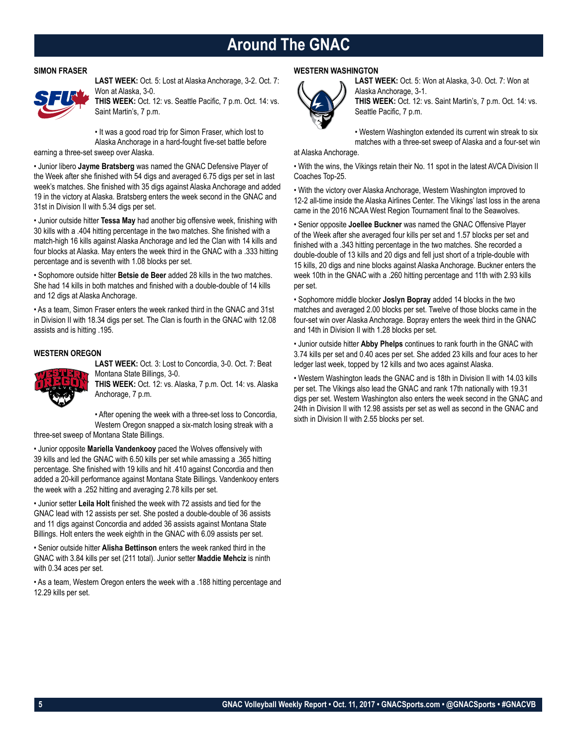# Around The GNAC

## SIMON FRASER

**LAST WEEK:** Oct. 5: Lost at Alaska Anchorage, 3-2. Oct. 7: Won at Alaska, 3-0.
**THIS WEEK:** Oct. 12: vs. Seattle Pacific, 7 p.m. Oct. 14: vs. Saint Martin's, 7 p.m.

• It was a good road trip for Simon Fraser, which lost to Alaska Anchorage in a hard-fought five-set battle before earning a three-set sweep over Alaska.

• Junior libero **Jayme Bratsberg** was named the GNAC Defensive Player of the Week after she finished with 54 digs and averaged 6.75 digs per set in last week's matches. She finished with 35 digs against Alaska Anchorage and added 19 in the victory at Alaska. Bratsberg enters the week second in the GNAC and 31st in Division II with 5.34 digs per set.

• Junior outside hitter **Tessa May** had another big offensive week, finishing with 30 kills with a .404 hitting percentage in the two matches. She finished with a match-high 16 kills against Alaska Anchorage and led the Clan with 14 kills and four blocks at Alaska. May enters the week third in the GNAC with a .333 hitting percentage and is seventh with 1.08 blocks per set.

• Sophomore outside hitter **Betsie de Beer** added 28 kills in the two matches. She had 14 kills in both matches and finished with a double-double of 14 kills and 12 digs at Alaska Anchorage.

• As a team, Simon Fraser enters the week ranked third in the GNAC and 31st in Division II with 18.34 digs per set. The Clan is fourth in the GNAC with 12.08 assists and is hitting .195.

## WESTERN OREGON

**LAST WEEK:** Oct. 3: Lost to Concordia, 3-0. Oct. 7: Beat Montana State Billings, 3-0.
**THIS WEEK:** Oct. 12: vs. Alaska, 7 p.m. Oct. 14: vs. Alaska Anchorage, 7 p.m.

• After opening the week with a three-set loss to Concordia, Western Oregon snapped a six-match losing streak with a three-set sweep of Montana State Billings.

• Junior opposite **Mariella Vandenkooy** paced the Wolves offensively with 39 kills and led the GNAC with 6.50 kills per set while amassing a .365 hitting percentage. She finished with 19 kills and hit .410 against Concordia and then added a 20-kill performance against Montana State Billings. Vandenkooy enters the week with a .252 hitting and averaging 2.78 kills per set.

• Junior setter **Leila Holt** finished the week with 72 assists and tied for the GNAC lead with 12 assists per set. She posted a double-double of 36 assists and 11 digs against Concordia and added 36 assists against Montana State Billings. Holt enters the week eighth in the GNAC with 6.09 assists per set.

• Senior outside hitter **Alisha Bettinson** enters the week ranked third in the GNAC with 3.84 kills per set (211 total). Junior setter **Maddie Mehciz** is ninth with 0.34 aces per set.

• As a team, Western Oregon enters the week with a .188 hitting percentage and 12.29 kills per set.

## WESTERN WASHINGTON

**LAST WEEK:** Oct. 5: Won at Alaska, 3-0. Oct. 7: Won at Alaska Anchorage, 3-1.
**THIS WEEK:** Oct. 12: vs. Saint Martin's, 7 p.m. Oct. 14: vs. Seattle Pacific, 7 p.m.

• Western Washington extended its current win streak to six matches with a three-set sweep of Alaska and a four-set win at Alaska Anchorage.

• With the wins, the Vikings retain their No. 11 spot in the latest AVCA Division II Coaches Top-25.

• With the victory over Alaska Anchorage, Western Washington improved to 12-2 all-time inside the Alaska Airlines Center. The Vikings' last loss in the arena came in the 2016 NCAA West Region Tournament final to the Seawolves.

• Senior opposite **Joellee Buckner** was named the GNAC Offensive Player of the Week after she averaged four kills per set and 1.57 blocks per set and finished with a .343 hitting percentage in the two matches. She recorded a double-double of 13 kills and 20 digs and fell just short of a triple-double with 15 kills, 20 digs and nine blocks against Alaska Anchorage. Buckner enters the week 10th in the GNAC with a .260 hitting percentage and 11th with 2.93 kills per set.

• Sophomore middle blocker **Joslyn Bopray** added 14 blocks in the two matches and averaged 2.00 blocks per set. Twelve of those blocks came in the four-set win over Alaska Anchorage. Bopray enters the week third in the GNAC and 14th in Division II with 1.28 blocks per set.

• Junior outside hitter **Abby Phelps** continues to rank fourth in the GNAC with 3.74 kills per set and 0.40 aces per set. She added 23 kills and four aces to her ledger last week, topped by 12 kills and two aces against Alaska.

• Western Washington leads the GNAC and is 18th in Division II with 14.03 kills per set. The Vikings also lead the GNAC and rank 17th nationally with 19.31 digs per set. Western Washington also enters the week second in the GNAC and 24th in Division II with 12.98 assists per set as well as second in the GNAC and sixth in Division II with 2.55 blocks per set.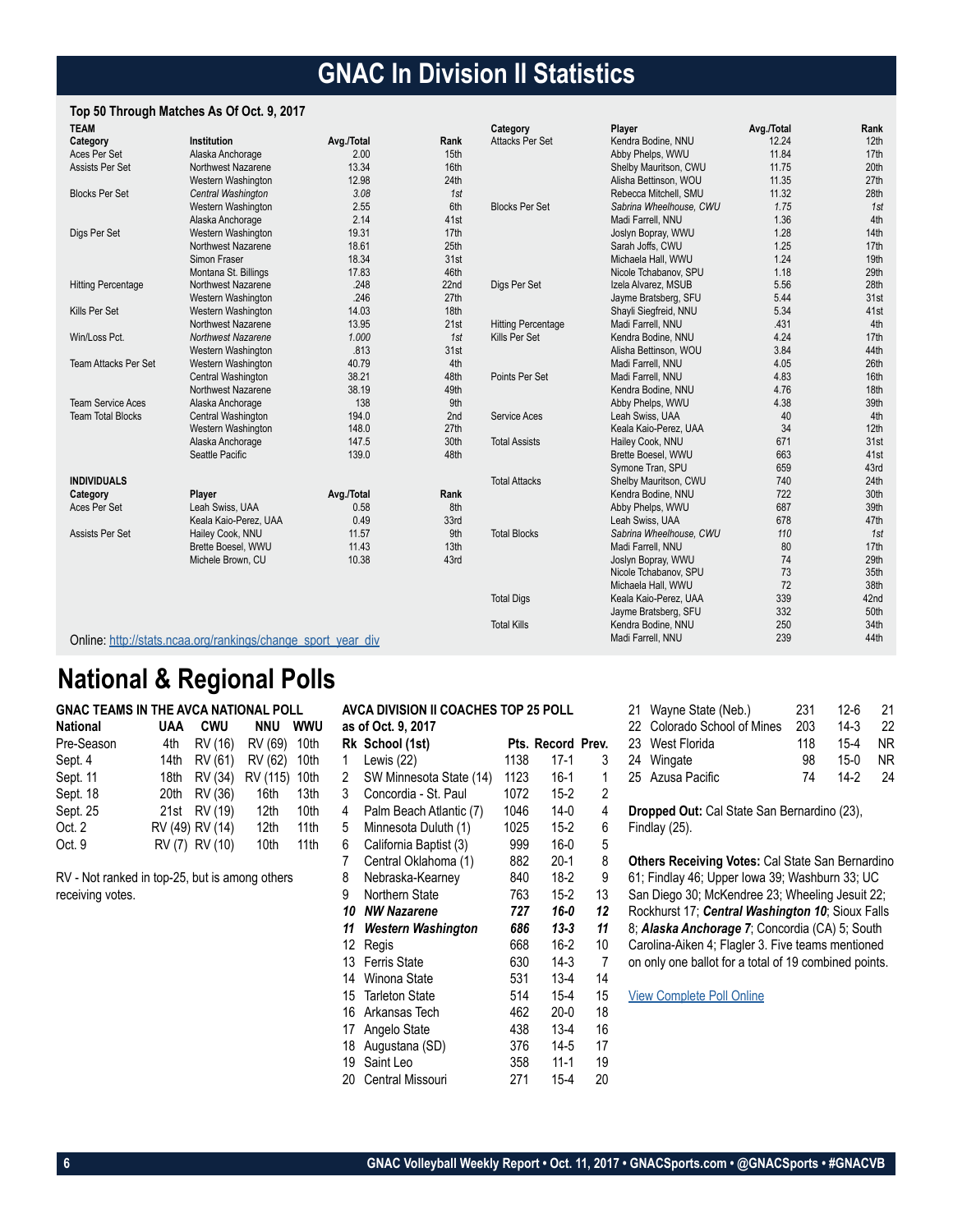# GNAC In Division II Statistics

### Top 50 Through Matches As Of Oct. 9, 2017

**TEAM**

| Category | Institution | Avg./Total | Rank |
|---|---|---|---|
| Aces Per Set | Alaska Anchorage | 2.00 | 15th |
| Assists Per Set | Northwest Nazarene | 13.34 | 16th |
| | Western Washington | 12.98 | 24th |
| Blocks Per Set | *Central Washington* | *3.08* | *1st* |
| | Western Washington | 2.55 | 6th |
| | Alaska Anchorage | 2.14 | 41st |
| Digs Per Set | Western Washington | 19.31 | 17th |
| | Northwest Nazarene | 18.61 | 25th |
| | Simon Fraser | 18.34 | 31st |
| | Montana St. Billings | 17.83 | 46th |
| Hitting Percentage | Northwest Nazarene | .248 | 22nd |
| | Western Washington | .246 | 27th |
| Kills Per Set | Western Washington | 14.03 | 18th |
| | Northwest Nazarene | 13.95 | 21st |
| Win/Loss Pct. | *Northwest Nazarene* | *1.000* | *1st* |
| | Western Washington | .813 | 31st |
| Team Attacks Per Set | Western Washington | 40.79 | 4th |
| | Central Washington | 38.21 | 48th |
| | Northwest Nazarene | 38.19 | 49th |
| Team Service Aces | Alaska Anchorage | 138 | 9th |
| Team Total Blocks | Central Washington | 194.0 | 2nd |
| | Western Washington | 148.0 | 27th |
| | Alaska Anchorage | 147.5 | 30th |
| | Seattle Pacific | 139.0 | 48th |

**INDIVIDUALS**

| Category | Player | Avg./Total | Rank |
|---|---|---|---|
| Aces Per Set | Leah Swiss, UAA | 0.58 | 8th |
| | Keala Kaio-Perez, UAA | 0.49 | 33rd |
| Assists Per Set | Hailey Cook, NNU | 11.57 | 9th |
| | Brette Boesel, WWU | 11.43 | 13th |
| | Michele Brown, CU | 10.38 | 43rd |
| Attacks Per Set | Kendra Bodine, NNU | 12.24 | 12th |
| | Abby Phelps, WWU | 11.84 | 17th |
| | Shelby Mauritson, CWU | 11.75 | 20th |
| | Alisha Bettinson, WOU | 11.35 | 27th |
| | Rebecca Mitchell, SMU | 11.32 | 28th |
| Blocks Per Set | *Sabrina Wheelhouse, CWU* | *1.75* | *1st* |
| | Madi Farrell, NNU | 1.36 | 4th |
| | Joslyn Bopray, WWU | 1.28 | 14th |
| | Sarah Joffs, CWU | 1.25 | 17th |
| | Michaela Hall, WWU | 1.24 | 19th |
| | Nicole Tchabanov, SPU | 1.18 | 29th |
| Digs Per Set | Izela Alvarez, MSUB | 5.56 | 28th |
| | Jayme Bratsberg, SFU | 5.44 | 31st |
| | Shayli Siegfreid, NNU | 5.34 | 41st |
| Hitting Percentage | Madi Farrell, NNU | .431 | 4th |
| Kills Per Set | Kendra Bodine, NNU | 4.24 | 17th |
| | Alisha Bettinson, WOU | 3.84 | 44th |
| | Madi Farrell, NNU | 4.05 | 26th |
| Points Per Set | Madi Farrell, NNU | 4.83 | 16th |
| | Kendra Bodine, NNU | 4.76 | 18th |
| | Abby Phelps, WWU | 4.38 | 39th |
| Service Aces | Leah Swiss, UAA | 40 | 4th |
| | Keala Kaio-Perez, UAA | 34 | 12th |
| Total Assists | Hailey Cook, NNU | 671 | 31st |
| | Brette Boesel, WWU | 663 | 41st |
| | Symone Tran, SPU | 659 | 43rd |
| Total Attacks | Shelby Mauritson, CWU | 740 | 24th |
| | Kendra Bodine, NNU | 722 | 30th |
| | Abby Phelps, WWU | 687 | 39th |
| | Leah Swiss, UAA | 678 | 47th |
| Total Blocks | *Sabrina Wheelhouse, CWU* | *110* | *1st* |
| | Madi Farrell, NNU | 80 | 17th |
| | Joslyn Bopray, WWU | 74 | 29th |
| | Nicole Tchabanov, SPU | 73 | 35th |
| | Michaela Hall, WWU | 72 | 38th |
| Total Digs | Keala Kaio-Perez, UAA | 339 | 42nd |
| | Jayme Bratsberg, SFU | 332 | 50th |
| Total Kills | Kendra Bodine, NNU | 250 | 34th |
| | Madi Farrell, NNU | 239 | 44th |

Online: [http://stats.ncaa.org/rankings/change_sport_year_div](http://stats.ncaa.org/rankings/change_sport_year_div)

# National & Regional Polls

### GNAC TEAMS IN THE AVCA NATIONAL POLL

| National | UAA | CWU | NNU | WWU |
|---|---|---|---|---|
| Pre-Season | 4th | RV (16) | RV (69) | 10th |
| Sept. 4 | 14th | RV (61) | RV (62) | 10th |
| Sept. 11 | 18th | RV (34) | RV (115) | 10th |
| Sept. 18 | 20th | RV (36) | 16th | 13th |
| Sept. 25 | 21st | RV (19) | 12th | 10th |
| Oct. 2 | RV (49) | RV (14) | 12th | 11th |
| Oct. 9 | RV (7) | RV (10) | 10th | 11th |

RV - Not ranked in top-25, but is among others receiving votes.

### AVCA DIVISION II COACHES TOP 25 POLL
**as of Oct. 9, 2017**

| Rk | School (1st) | Pts. | Record | Prev. |
|---|---|---|---|---|
| 1 | Lewis (22) | 1138 | 17-1 | 3 |
| 2 | SW Minnesota State (14) | 1123 | 16-1 | 1 |
| 3 | Concordia - St. Paul | 1072 | 15-2 | 2 |
| 4 | Palm Beach Atlantic (7) | 1046 | 14-0 | 4 |
| 5 | Minnesota Duluth (1) | 1025 | 15-2 | 6 |
| 6 | California Baptist (3) | 999 | 16-0 | 5 |
| 7 | Central Oklahoma (1) | 882 | 20-1 | 8 |
| 8 | Nebraska-Kearney | 840 | 18-2 | 9 |
| 9 | Northern State | 763 | 15-2 | 13 |
| ***10*** | ***NW Nazarene*** | ***727*** | ***16-0*** | ***12*** |
| ***11*** | ***Western Washington*** | ***686*** | ***13-3*** | ***11*** |
| 12 | Regis | 668 | 16-2 | 10 |
| 13 | Ferris State | 630 | 14-3 | 7 |
| 14 | Winona State | 531 | 13-4 | 14 |
| 15 | Tarleton State | 514 | 15-4 | 15 |
| 16 | Arkansas Tech | 462 | 20-0 | 18 |
| 17 | Angelo State | 438 | 13-4 | 16 |
| 18 | Augustana (SD) | 376 | 14-5 | 17 |
| 19 | Saint Leo | 358 | 11-1 | 19 |
| 20 | Central Missouri | 271 | 15-4 | 20 |
| 21 | Wayne State (Neb.) | 231 | 12-6 | 21 |
| 22 | Colorado School of Mines | 203 | 14-3 | 22 |
| 23 | West Florida | 118 | 15-4 | NR |
| 24 | Wingate | 98 | 15-0 | NR |
| 25 | Azusa Pacific | 74 | 14-2 | 24 |

**Dropped Out:** Cal State San Bernardino (23), Findlay (25).

**Others Receiving Votes:** Cal State San Bernardino 61; Findlay 46; Upper Iowa 39; Washburn 33; UC San Diego 30; McKendree 23; Wheeling Jesuit 22; Rockhurst 17; ***Central Washington 10***; Sioux Falls 8; ***Alaska Anchorage 7***; Concordia (CA) 5; South Carolina-Aiken 4; Flagler 3. Five teams mentioned on only one ballot for a total of 19 combined points.

View Complete Poll Online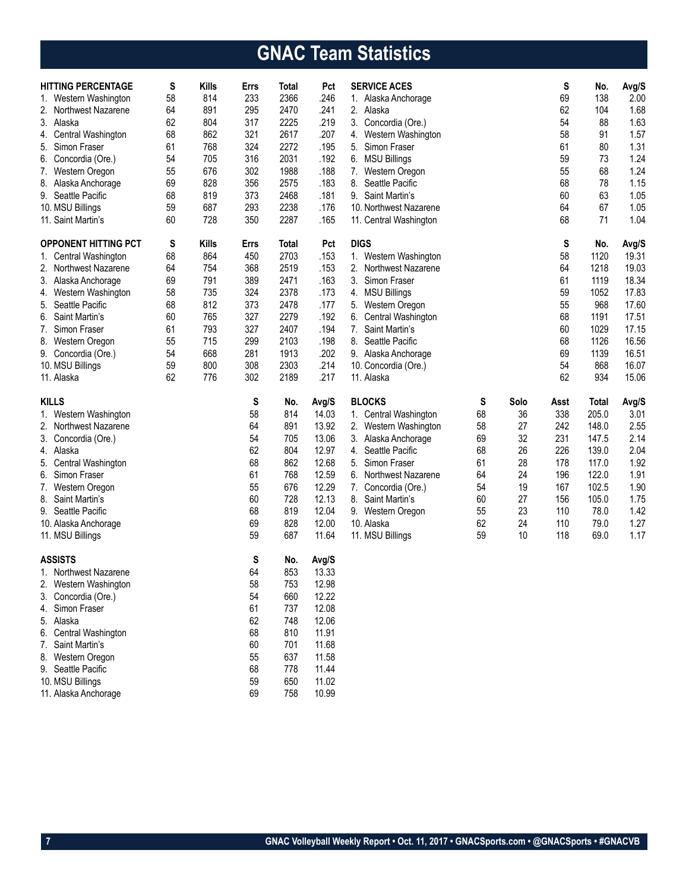# GNAC Team Statistics

| HITTING PERCENTAGE | S | Kills | Errs | Total | Pct |
|---|---|---|---|---|---|
| 1. Western Washington | 58 | 814 | 233 | 2366 | .246 |
| 2. Northwest Nazarene | 64 | 891 | 295 | 2470 | .241 |
| 3. Alaska | 62 | 804 | 317 | 2225 | .219 |
| 4. Central Washington | 68 | 862 | 321 | 2617 | .207 |
| 5. Simon Fraser | 61 | 768 | 324 | 2272 | .195 |
| 6. Concordia (Ore.) | 54 | 705 | 316 | 2031 | .192 |
| 7. Western Oregon | 55 | 676 | 302 | 1988 | .188 |
| 8. Alaska Anchorage | 69 | 828 | 356 | 2575 | .183 |
| 9. Seattle Pacific | 68 | 819 | 373 | 2468 | .181 |
| 10. MSU Billings | 59 | 687 | 293 | 2238 | .176 |
| 11. Saint Martin's | 60 | 728 | 350 | 2287 | .165 |

| OPPONENT HITTING PCT | S | Kills | Errs | Total | Pct |
|---|---|---|---|---|---|
| 1. Central Washington | 68 | 864 | 450 | 2703 | .153 |
| 2. Northwest Nazarene | 64 | 754 | 368 | 2519 | .153 |
| 3. Alaska Anchorage | 69 | 791 | 389 | 2471 | .163 |
| 4. Western Washington | 58 | 735 | 324 | 2378 | .173 |
| 5. Seattle Pacific | 68 | 812 | 373 | 2478 | .177 |
| 6. Saint Martin's | 60 | 765 | 327 | 2279 | .192 |
| 7. Simon Fraser | 61 | 793 | 327 | 2407 | .194 |
| 8. Western Oregon | 55 | 715 | 299 | 2103 | .198 |
| 9. Concordia (Ore.) | 54 | 668 | 281 | 1913 | .202 |
| 10. MSU Billings | 59 | 800 | 308 | 2303 | .214 |
| 11. Alaska | 62 | 776 | 302 | 2189 | .217 |

| KILLS | S | No. | Avg/S |
|---|---|---|---|
| 1. Western Washington | 58 | 814 | 14.03 |
| 2. Northwest Nazarene | 64 | 891 | 13.92 |
| 3. Concordia (Ore.) | 54 | 705 | 13.06 |
| 4. Alaska | 62 | 804 | 12.97 |
| 5. Central Washington | 68 | 862 | 12.68 |
| 6. Simon Fraser | 61 | 768 | 12.59 |
| 7. Western Oregon | 55 | 676 | 12.29 |
| 8. Saint Martin's | 60 | 728 | 12.13 |
| 9. Seattle Pacific | 68 | 819 | 12.04 |
| 10. Alaska Anchorage | 69 | 828 | 12.00 |
| 11. MSU Billings | 59 | 687 | 11.64 |

| ASSISTS | S | No. | Avg/S |
|---|---|---|---|
| 1. Northwest Nazarene | 64 | 853 | 13.33 |
| 2. Western Washington | 58 | 753 | 12.98 |
| 3. Concordia (Ore.) | 54 | 660 | 12.22 |
| 4. Simon Fraser | 61 | 737 | 12.08 |
| 5. Alaska | 62 | 748 | 12.06 |
| 6. Central Washington | 68 | 810 | 11.91 |
| 7. Saint Martin's | 60 | 701 | 11.68 |
| 8. Western Oregon | 55 | 637 | 11.58 |
| 9. Seattle Pacific | 68 | 778 | 11.44 |
| 10. MSU Billings | 59 | 650 | 11.02 |
| 11. Alaska Anchorage | 69 | 758 | 10.99 |

| SERVICE ACES | S | No. | Avg/S |
|---|---|---|---|
| 1. Alaska Anchorage | 69 | 138 | 2.00 |
| 2. Alaska | 62 | 104 | 1.68 |
| 3. Concordia (Ore.) | 54 | 88 | 1.63 |
| 4. Western Washington | 58 | 91 | 1.57 |
| 5. Simon Fraser | 61 | 80 | 1.31 |
| 6. MSU Billings | 59 | 73 | 1.24 |
| 7. Western Oregon | 55 | 68 | 1.24 |
| 8. Seattle Pacific | 68 | 78 | 1.15 |
| 9. Saint Martin's | 60 | 63 | 1.05 |
| 10. Northwest Nazarene | 64 | 67 | 1.05 |
| 11. Central Washington | 68 | 71 | 1.04 |

| DIGS | S | No. | Avg/S |
|---|---|---|---|
| 1. Western Washington | 58 | 1120 | 19.31 |
| 2. Northwest Nazarene | 64 | 1218 | 19.03 |
| 3. Simon Fraser | 61 | 1119 | 18.34 |
| 4. MSU Billings | 59 | 1052 | 17.83 |
| 5. Western Oregon | 55 | 968 | 17.60 |
| 6. Central Washington | 68 | 1191 | 17.51 |
| 7. Saint Martin's | 60 | 1029 | 17.15 |
| 8. Seattle Pacific | 68 | 1126 | 16.56 |
| 9. Alaska Anchorage | 69 | 1139 | 16.51 |
| 10. Concordia (Ore.) | 54 | 868 | 16.07 |
| 11. Alaska | 62 | 934 | 15.06 |

| BLOCKS | S | Solo | Asst | Total | Avg/S |
|---|---|---|---|---|---|
| 1. Central Washington | 68 | 36 | 338 | 205.0 | 3.01 |
| 2. Western Washington | 58 | 27 | 242 | 148.0 | 2.55 |
| 3. Alaska Anchorage | 69 | 32 | 231 | 147.5 | 2.14 |
| 4. Seattle Pacific | 68 | 26 | 226 | 139.0 | 2.04 |
| 5. Simon Fraser | 61 | 28 | 178 | 117.0 | 1.92 |
| 6. Northwest Nazarene | 64 | 24 | 196 | 122.0 | 1.91 |
| 7. Concordia (Ore.) | 54 | 19 | 167 | 102.5 | 1.90 |
| 8. Saint Martin's | 60 | 27 | 156 | 105.0 | 1.75 |
| 9. Western Oregon | 55 | 23 | 110 | 78.0 | 1.42 |
| 10. Alaska | 62 | 24 | 110 | 79.0 | 1.27 |
| 11. MSU Billings | 59 | 10 | 118 | 69.0 | 1.17 |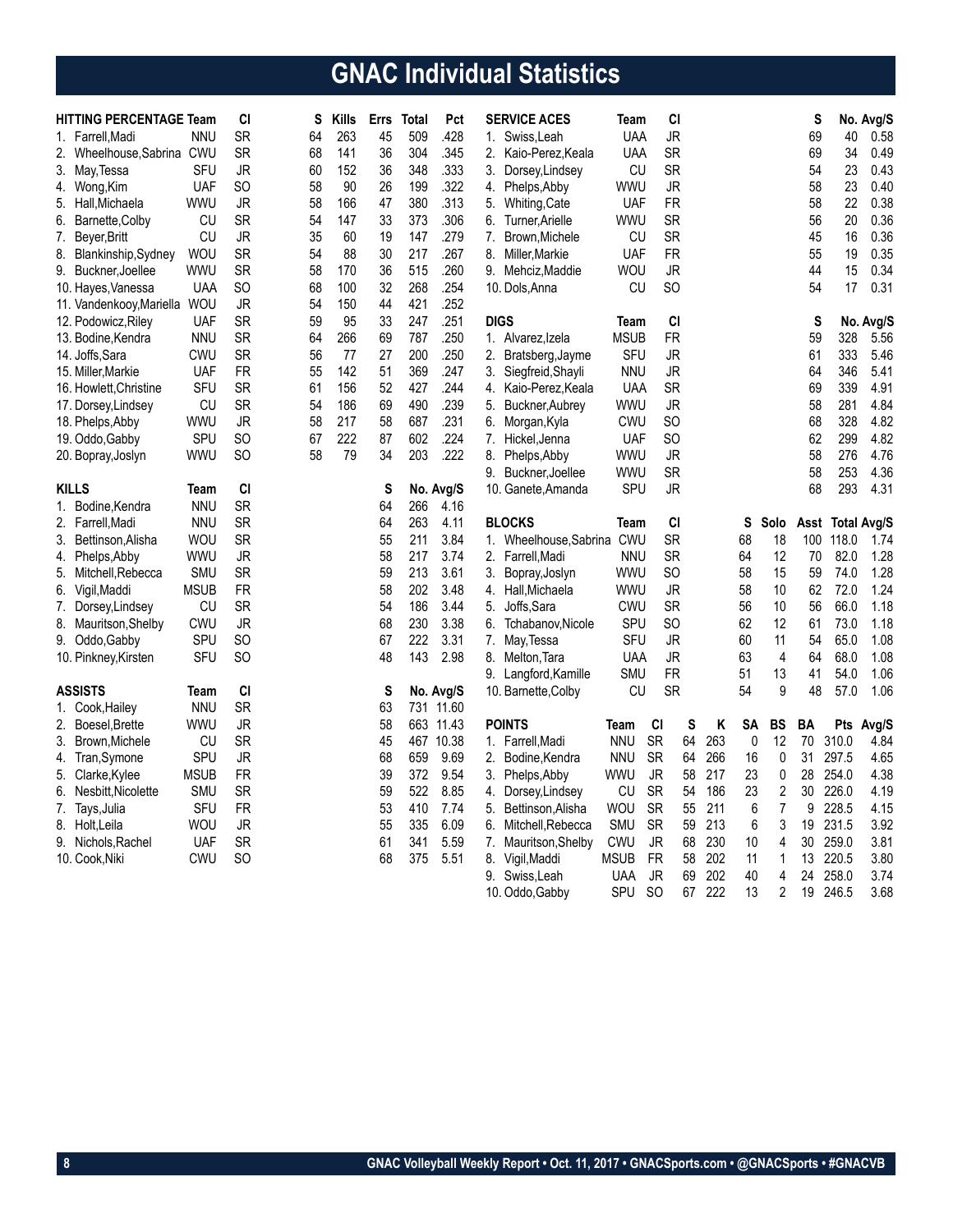# GNAC Individual Statistics

| HITTING PERCENTAGE | Team | Cl | S | Kills | Errs | Total | Pct |
|---|---|---|---|---|---|---|---|
| 1. Farrell,Madi | NNU | SR | 64 | 263 | 45 | 509 | .428 |
| 2. Wheelhouse,Sabrina | CWU | SR | 68 | 141 | 36 | 304 | .345 |
| 3. May,Tessa | SFU | JR | 60 | 152 | 36 | 348 | .333 |
| 4. Wong,Kim | UAF | SO | 58 | 90 | 26 | 199 | .322 |
| 5. Hall,Michaela | WWU | JR | 58 | 166 | 47 | 380 | .313 |
| 6. Barnette,Colby | CU | SR | 54 | 147 | 33 | 373 | .306 |
| 7. Beyer,Britt | CU | JR | 35 | 60 | 19 | 147 | .279 |
| 8. Blankinship,Sydney | WOU | SR | 54 | 88 | 30 | 217 | .267 |
| 9. Buckner,Joellee | WWU | SR | 58 | 170 | 36 | 515 | .260 |
| 10. Hayes,Vanessa | UAA | SO | 68 | 100 | 32 | 268 | .254 |
| 11. Vandenkooy,Mariella | WOU | JR | 54 | 150 | 44 | 421 | .252 |
| 12. Podowicz,Riley | UAF | SR | 59 | 95 | 33 | 247 | .251 |
| 13. Bodine,Kendra | NNU | SR | 64 | 266 | 69 | 787 | .250 |
| 14. Joffs,Sara | CWU | SR | 56 | 77 | 27 | 200 | .250 |
| 15. Miller,Markie | UAF | FR | 55 | 142 | 51 | 369 | .247 |
| 16. Howlett,Christine | SFU | SR | 61 | 156 | 52 | 427 | .244 |
| 17. Dorsey,Lindsey | CU | SR | 54 | 186 | 69 | 490 | .239 |
| 18. Phelps,Abby | WWU | JR | 58 | 217 | 58 | 687 | .231 |
| 19. Oddo,Gabby | SPU | SO | 67 | 222 | 87 | 602 | .224 |
| 20. Bopray,Joslyn | WWU | SO | 58 | 79 | 34 | 203 | .222 |

| KILLS | Team | Cl | S | No. | Avg/S |
|---|---|---|---|---|---|
| 1. Bodine,Kendra | NNU | SR | 64 | 266 | 4.16 |
| 2. Farrell,Madi | NNU | SR | 64 | 263 | 4.11 |
| 3. Bettinson,Alisha | WOU | SR | 55 | 211 | 3.84 |
| 4. Phelps,Abby | WWU | JR | 58 | 217 | 3.74 |
| 5. Mitchell,Rebecca | SMU | SR | 59 | 213 | 3.61 |
| 6. Vigil,Maddi | MSUB | FR | 58 | 202 | 3.48 |
| 7. Dorsey,Lindsey | CU | SR | 54 | 186 | 3.44 |
| 8. Mauritson,Shelby | CWU | JR | 68 | 230 | 3.38 |
| 9. Oddo,Gabby | SPU | SO | 67 | 222 | 3.31 |
| 10. Pinkney,Kirsten | SFU | SO | 48 | 143 | 2.98 |

| ASSISTS | Team | Cl | S | No. | Avg/S |
|---|---|---|---|---|---|
| 1. Cook,Hailey | NNU | SR | 63 | 731 | 11.60 |
| 2. Boesel,Brette | WWU | JR | 58 | 663 | 11.43 |
| 3. Brown,Michele | CU | SR | 45 | 467 | 10.38 |
| 4. Tran,Symone | SPU | JR | 68 | 659 | 9.69 |
| 5. Clarke,Kylee | MSUB | FR | 39 | 372 | 9.54 |
| 6. Nesbitt,Nicolette | SMU | SR | 59 | 522 | 8.85 |
| 7. Tays,Julia | SFU | FR | 53 | 410 | 7.74 |
| 8. Holt,Leila | WOU | JR | 55 | 335 | 6.09 |
| 9. Nichols,Rachel | UAF | SR | 61 | 341 | 5.59 |
| 10. Cook,Niki | CWU | SO | 68 | 375 | 5.51 |

| SERVICE ACES | Team | Cl | S | No. | Avg/S |
|---|---|---|---|---|---|
| 1. Swiss,Leah | UAA | JR | 69 | 40 | 0.58 |
| 2. Kaio-Perez,Keala | UAA | SR | 69 | 34 | 0.49 |
| 3. Dorsey,Lindsey | CU | SR | 54 | 23 | 0.43 |
| 4. Phelps,Abby | WWU | JR | 58 | 23 | 0.40 |
| 5. Whiting,Cate | UAF | FR | 58 | 22 | 0.38 |
| 6. Turner,Arielle | WWU | SR | 56 | 20 | 0.36 |
| 7. Brown,Michele | CU | SR | 45 | 16 | 0.36 |
| 8. Miller,Markie | UAF | FR | 55 | 19 | 0.35 |
| 9. Mehciz,Maddie | WOU | JR | 44 | 15 | 0.34 |
| 10. Dols,Anna | CU | SO | 54 | 17 | 0.31 |

| DIGS | Team | Cl | S | No. | Avg/S |
|---|---|---|---|---|---|
| 1. Alvarez,Izela | MSUB | FR | 59 | 328 | 5.56 |
| 2. Bratsberg,Jayme | SFU | JR | 61 | 333 | 5.46 |
| 3. Siegfreid,Shayli | NNU | JR | 64 | 346 | 5.41 |
| 4. Kaio-Perez,Keala | UAA | SR | 69 | 339 | 4.91 |
| 5. Buckner,Aubrey | WWU | JR | 58 | 281 | 4.84 |
| 6. Morgan,Kyla | CWU | SO | 68 | 328 | 4.82 |
| 7. Hickel,Jenna | UAF | SO | 62 | 299 | 4.82 |
| 8. Phelps,Abby | WWU | JR | 58 | 276 | 4.76 |
| 9. Buckner,Joellee | WWU | SR | 58 | 253 | 4.36 |
| 10. Ganete,Amanda | SPU | JR | 68 | 293 | 4.31 |

| BLOCKS | Team | Cl | S | Solo | Asst | Total | Avg/S |
|---|---|---|---|---|---|---|---|
| 1. Wheelhouse,Sabrina | CWU | SR | 68 | 18 | 100 | 118.0 | 1.74 |
| 2. Farrell,Madi | NNU | SR | 64 | 12 | 70 | 82.0 | 1.28 |
| 3. Bopray,Joslyn | WWU | SO | 58 | 15 | 59 | 74.0 | 1.28 |
| 4. Hall,Michaela | WWU | JR | 58 | 10 | 62 | 72.0 | 1.24 |
| 5. Joffs,Sara | CWU | SR | 56 | 10 | 56 | 66.0 | 1.18 |
| 6. Tchabanov,Nicole | SPU | SO | 62 | 12 | 61 | 73.0 | 1.18 |
| 7. May,Tessa | SFU | JR | 60 | 11 | 54 | 65.0 | 1.08 |
| 8. Melton,Tara | UAA | JR | 63 | 4 | 64 | 68.0 | 1.08 |
| 9. Langford,Kamille | SMU | FR | 51 | 13 | 41 | 54.0 | 1.06 |
| 10. Barnette,Colby | CU | SR | 54 | 9 | 48 | 57.0 | 1.06 |

| POINTS | Team | Cl | S | K | SA | BS | BA | Pts | Avg/S |
|---|---|---|---|---|---|---|---|---|---|
| 1. Farrell,Madi | NNU | SR | 64 | 263 | 0 | 12 | 70 | 310.0 | 4.84 |
| 2. Bodine,Kendra | NNU | SR | 64 | 266 | 16 | 0 | 31 | 297.5 | 4.65 |
| 3. Phelps,Abby | WWU | JR | 58 | 217 | 23 | 0 | 28 | 254.0 | 4.38 |
| 4. Dorsey,Lindsey | CU | SR | 54 | 186 | 23 | 2 | 30 | 226.0 | 4.19 |
| 5. Bettinson,Alisha | WOU | SR | 55 | 211 | 6 | 7 | 9 | 228.5 | 4.15 |
| 6. Mitchell,Rebecca | SMU | SR | 59 | 213 | 6 | 3 | 19 | 231.5 | 3.92 |
| 7. Mauritson,Shelby | CWU | JR | 68 | 230 | 10 | 4 | 30 | 259.0 | 3.81 |
| 8. Vigil,Maddi | MSUB | FR | 58 | 202 | 11 | 1 | 13 | 220.5 | 3.80 |
| 9. Swiss,Leah | UAA | JR | 69 | 202 | 40 | 4 | 24 | 258.0 | 3.74 |
| 10. Oddo,Gabby | SPU | SO | 67 | 222 | 13 | 2 | 19 | 246.5 | 3.68 |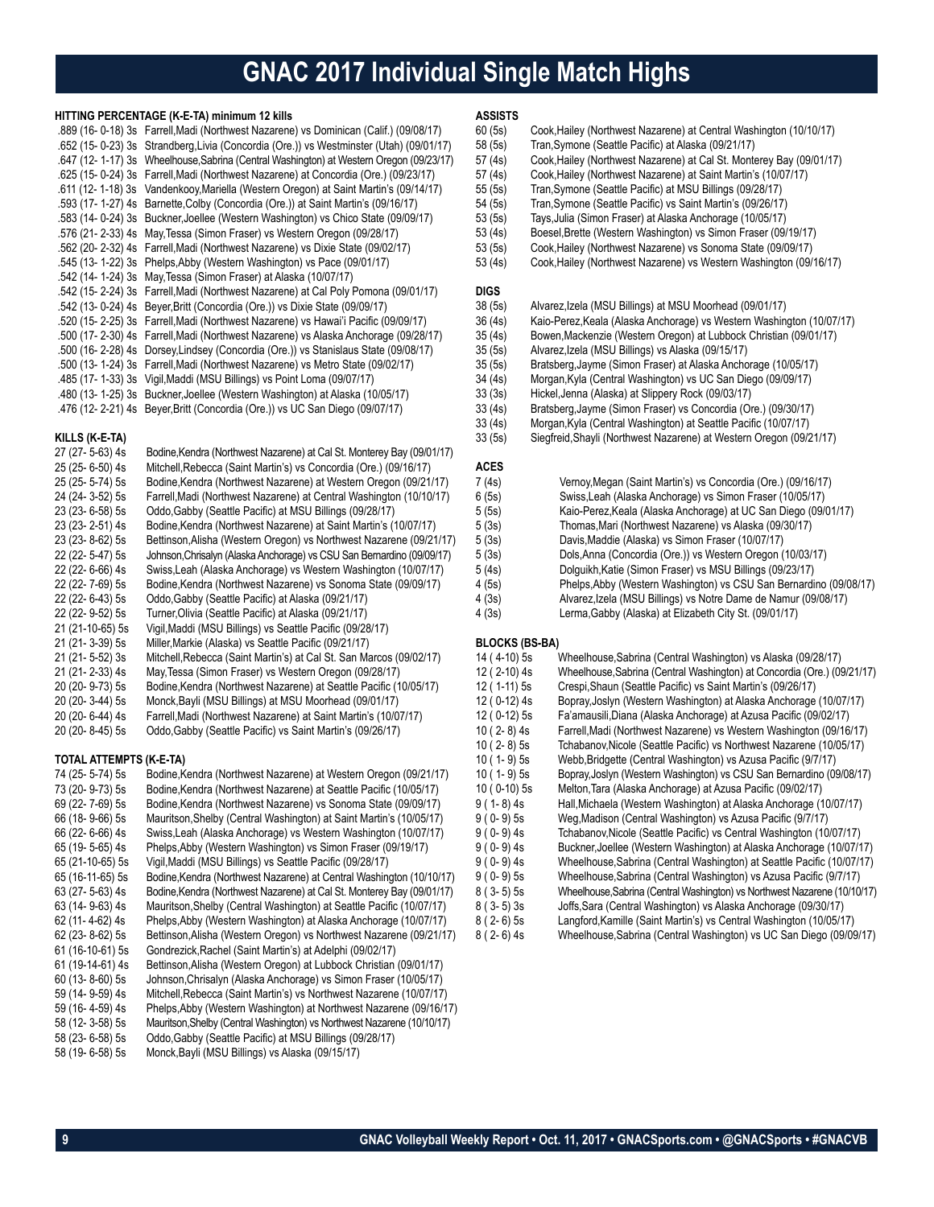# GNAC 2017 Individual Single Match Highs

## HITTING PERCENTAGE (K-E-TA) minimum 12 kills

| Stat | Player / Match |
|---|---|
| .889 (16- 0-18) 3s | Farrell,Madi (Northwest Nazarene) vs Dominican (Calif.) (09/08/17) |
| .652 (15- 0-23) 3s | Strandberg,Livia (Concordia (Ore.)) vs Westminster (Utah) (09/01/17) |
| .647 (12- 1-17) 3s | Wheelhouse,Sabrina (Central Washington) at Western Oregon (09/23/17) |
| .625 (15- 0-24) 3s | Farrell,Madi (Northwest Nazarene) at Concordia (Ore.) (09/23/17) |
| .611 (12- 1-18) 3s | Vandenkooy,Mariella (Western Oregon) at Saint Martin's (09/14/17) |
| .593 (17- 1-27) 4s | Barnette,Colby (Concordia (Ore.)) at Saint Martin's (09/16/17) |
| .583 (14- 0-24) 3s | Buckner,Joellee (Western Washington) vs Chico State (09/09/17) |
| .576 (21- 2-33) 4s | May,Tessa (Simon Fraser) vs Western Oregon (09/28/17) |
| .562 (20- 2-32) 4s | Farrell,Madi (Northwest Nazarene) vs Dixie State (09/02/17) |
| .545 (13- 1-22) 3s | Phelps,Abby (Western Washington) vs Pace (09/01/17) |
| .542 (14- 1-24) 3s | May,Tessa (Simon Fraser) at Alaska (10/07/17) |
| .542 (15- 2-24) 3s | Farrell,Madi (Northwest Nazarene) at Cal Poly Pomona (09/01/17) |
| .542 (13- 0-24) 4s | Beyer,Britt (Concordia (Ore.)) vs Dixie State (09/09/17) |
| .520 (15- 2-25) 3s | Farrell,Madi (Northwest Nazarene) vs Hawai'i Pacific (09/09/17) |
| .500 (17- 2-30) 4s | Farrell,Madi (Northwest Nazarene) vs Alaska Anchorage (09/28/17) |
| .500 (16- 2-28) 4s | Dorsey,Lindsey (Concordia (Ore.)) vs Stanislaus State (09/08/17) |
| .500 (13- 1-24) 3s | Farrell,Madi (Northwest Nazarene) vs Metro State (09/02/17) |
| .485 (17- 1-33) 3s | Vigil,Maddi (MSU Billings) vs Point Loma (09/07/17) |
| .480 (13- 1-25) 3s | Buckner,Joellee (Western Washington) at Alaska (10/05/17) |
| .476 (12- 2-21) 4s | Beyer,Britt (Concordia (Ore.)) vs UC San Diego (09/07/17) |

## KILLS (K-E-TA)

| Stat | Player / Match |
|---|---|
| 27 (27- 5-63) 4s | Bodine,Kendra (Northwest Nazarene) at Cal St. Monterey Bay (09/01/17) |
| 25 (25- 6-50) 4s | Mitchell,Rebecca (Saint Martin's) vs Concordia (Ore.) (09/16/17) |
| 25 (25- 5-74) 5s | Bodine,Kendra (Northwest Nazarene) at Western Oregon (09/21/17) |
| 24 (24- 3-52) 5s | Farrell,Madi (Northwest Nazarene) at Central Washington (10/10/17) |
| 23 (23- 6-58) 5s | Oddo,Gabby (Seattle Pacific) at MSU Billings (09/28/17) |
| 23 (23- 2-51) 4s | Bodine,Kendra (Northwest Nazarene) at Saint Martin's (10/07/17) |
| 23 (23- 8-62) 5s | Bettinson,Alisha (Western Oregon) vs Northwest Nazarene (09/21/17) |
| 22 (22- 5-47) 5s | Johnson,Chrisalyn (Alaska Anchorage) vs CSU San Bernardino (09/09/17) |
| 22 (22- 6-66) 4s | Swiss,Leah (Alaska Anchorage) vs Western Washington (10/07/17) |
| 22 (22- 7-69) 5s | Bodine,Kendra (Northwest Nazarene) vs Sonoma State (09/09/17) |
| 22 (22- 6-43) 5s | Oddo,Gabby (Seattle Pacific) at Alaska (09/21/17) |
| 22 (22- 9-52) 5s | Turner,Olivia (Seattle Pacific) at Alaska (09/21/17) |
| 21 (21-10-65) 5s | Vigil,Maddi (MSU Billings) vs Seattle Pacific (09/28/17) |
| 21 (21- 3-39) 5s | Miller,Markie (Alaska) vs Seattle Pacific (09/21/17) |
| 21 (21- 5-52) 3s | Mitchell,Rebecca (Saint Martin's) at Cal St. San Marcos (09/02/17) |
| 21 (21- 2-33) 4s | May,Tessa (Simon Fraser) vs Western Oregon (09/28/17) |
| 20 (20- 9-73) 5s | Bodine,Kendra (Northwest Nazarene) at Seattle Pacific (10/05/17) |
| 20 (20- 3-44) 5s | Monck,Bayli (MSU Billings) at MSU Moorhead (09/01/17) |
| 20 (20- 6-44) 4s | Farrell,Madi (Northwest Nazarene) at Saint Martin's (10/07/17) |
| 20 (20- 8-45) 5s | Oddo,Gabby (Seattle Pacific) vs Saint Martin's (09/26/17) |

## TOTAL ATTEMPTS (K-E-TA)

| Stat | Player / Match |
|---|---|
| 74 (25- 5-74) 5s | Bodine,Kendra (Northwest Nazarene) at Western Oregon (09/21/17) |
| 73 (20- 9-73) 5s | Bodine,Kendra (Northwest Nazarene) at Seattle Pacific (10/05/17) |
| 69 (22- 7-69) 5s | Bodine,Kendra (Northwest Nazarene) vs Sonoma State (09/09/17) |
| 66 (18- 9-66) 5s | Mauritson,Shelby (Central Washington) at Saint Martin's (10/05/17) |
| 66 (22- 6-66) 4s | Swiss,Leah (Alaska Anchorage) vs Western Washington (10/07/17) |
| 65 (19- 5-65) 4s | Phelps,Abby (Western Washington) vs Simon Fraser (09/19/17) |
| 65 (21-10-65) 5s | Vigil,Maddi (MSU Billings) vs Seattle Pacific (09/28/17) |
| 65 (16-11-65) 5s | Bodine,Kendra (Northwest Nazarene) at Central Washington (10/10/17) |
| 63 (27- 5-63) 4s | Bodine,Kendra (Northwest Nazarene) at Cal St. Monterey Bay (09/01/17) |
| 63 (14- 9-63) 4s | Mauritson,Shelby (Central Washington) at Seattle Pacific (10/07/17) |
| 62 (11- 4-62) 4s | Phelps,Abby (Western Washington) at Alaska Anchorage (10/07/17) |
| 62 (23- 8-62) 5s | Bettinson,Alisha (Western Oregon) vs Northwest Nazarene (09/21/17) |
| 61 (16-10-61) 5s | Gondrezick,Rachel (Saint Martin's) at Adelphi (09/02/17) |
| 61 (19-14-61) 4s | Bettinson,Alisha (Western Oregon) at Lubbock Christian (09/01/17) |
| 60 (13- 8-60) 5s | Johnson,Chrisalyn (Alaska Anchorage) vs Simon Fraser (10/05/17) |
| 59 (14- 9-59) 4s | Mitchell,Rebecca (Saint Martin's) vs Northwest Nazarene (10/07/17) |
| 59 (16- 4-59) 4s | Phelps,Abby (Western Washington) at Northwest Nazarene (09/16/17) |
| 58 (12- 3-58) 5s | Mauritson,Shelby (Central Washington) vs Northwest Nazarene (10/10/17) |
| 58 (23- 6-58) 5s | Oddo,Gabby (Seattle Pacific) at MSU Billings (09/28/17) |
| 58 (19- 6-58) 5s | Monck,Bayli (MSU Billings) vs Alaska (09/15/17) |

## ASSISTS

| Stat | Player / Match |
|---|---|
| 60 (5s) | Cook,Hailey (Northwest Nazarene) at Central Washington (10/10/17) |
| 58 (5s) | Tran,Symone (Seattle Pacific) at Alaska (09/21/17) |
| 57 (4s) | Cook,Hailey (Northwest Nazarene) at Cal St. Monterey Bay (09/01/17) |
| 57 (4s) | Cook,Hailey (Northwest Nazarene) at Saint Martin's (10/07/17) |
| 55 (5s) | Tran,Symone (Seattle Pacific) at MSU Billings (09/28/17) |
| 54 (5s) | Tran,Symone (Seattle Pacific) vs Saint Martin's (09/26/17) |
| 53 (5s) | Tays,Julia (Simon Fraser) at Alaska Anchorage (10/05/17) |
| 53 (4s) | Boesel,Brette (Western Washington) vs Simon Fraser (09/19/17) |
| 53 (5s) | Cook,Hailey (Northwest Nazarene) vs Sonoma State (09/09/17) |
| 53 (4s) | Cook,Hailey (Northwest Nazarene) vs Western Washington (09/16/17) |

## DIGS

| Stat | Player / Match |
|---|---|
| 38 (5s) | Alvarez,Izela (MSU Billings) at MSU Moorhead (09/01/17) |
| 36 (4s) | Kaio-Perez,Keala (Alaska Anchorage) vs Western Washington (10/07/17) |
| 35 (4s) | Bowen,Mackenzie (Western Oregon) at Lubbock Christian (09/01/17) |
| 35 (5s) | Alvarez,Izela (MSU Billings) vs Alaska (09/15/17) |
| 35 (5s) | Bratsberg,Jayme (Simon Fraser) at Alaska Anchorage (10/05/17) |
| 34 (4s) | Morgan,Kyla (Central Washington) vs UC San Diego (09/09/17) |
| 33 (3s) | Hickel,Jenna (Alaska) at Slippery Rock (09/03/17) |
| 33 (4s) | Bratsberg,Jayme (Simon Fraser) vs Concordia (Ore.) (09/30/17) |
| 33 (4s) | Morgan,Kyla (Central Washington) at Seattle Pacific (10/07/17) |
| 33 (5s) | Siegfreid,Shayli (Northwest Nazarene) at Western Oregon (09/21/17) |

## ACES

| Stat | Player / Match |
|---|---|
| 7 (4s) | Vernoy,Megan (Saint Martin's) vs Concordia (Ore.) (09/16/17) |
| 6 (5s) | Swiss,Leah (Alaska Anchorage) vs Simon Fraser (10/05/17) |
| 5 (5s) | Kaio-Perez,Keala (Alaska Anchorage) at UC San Diego (09/01/17) |
| 5 (3s) | Thomas,Mari (Northwest Nazarene) vs Alaska (09/30/17) |
| 5 (3s) | Davis,Maddie (Alaska) vs Simon Fraser (10/07/17) |
| 5 (3s) | Dols,Anna (Concordia (Ore.)) vs Western Oregon (10/03/17) |
| 5 (4s) | Dolguikh,Katie (Simon Fraser) vs MSU Billings (09/23/17) |
| 4 (5s) | Phelps,Abby (Western Washington) vs CSU San Bernardino (09/08/17) |
| 4 (3s) | Alvarez,Izela (MSU Billings) vs Notre Dame de Namur (09/08/17) |
| 4 (3s) | Lerma,Gabby (Alaska) at Elizabeth City St. (09/01/17) |

## BLOCKS (BS-BA)

| Stat | Player / Match |
|---|---|
| 14 ( 4-10) 5s | Wheelhouse,Sabrina (Central Washington) vs Alaska (09/28/17) |
| 12 ( 2-10) 4s | Wheelhouse,Sabrina (Central Washington) at Concordia (Ore.) (09/21/17) |
| 12 ( 1-11) 5s | Crespi,Shaun (Seattle Pacific) vs Saint Martin's (09/26/17) |
| 12 ( 0-12) 4s | Bopray,Joslyn (Western Washington) at Alaska Anchorage (10/07/17) |
| 12 ( 0-12) 5s | Fa'amausili,Diana (Alaska Anchorage) at Azusa Pacific (09/02/17) |
| 10 ( 2- 8) 4s | Farrell,Madi (Northwest Nazarene) vs Western Washington (09/16/17) |
| 10 ( 2- 8) 5s | Tchabanov,Nicole (Seattle Pacific) vs Northwest Nazarene (10/05/17) |
| 10 ( 1- 9) 5s | Webb,Bridgette (Central Washington) vs Azusa Pacific (9/7/17) |
| 10 ( 1- 9) 5s | Bopray,Joslyn (Western Washington) vs CSU San Bernardino (09/08/17) |
| 10 ( 0-10) 5s | Melton,Tara (Alaska Anchorage) at Azusa Pacific (09/02/17) |
| 9 ( 1- 8) 4s | Hall,Michaela (Western Washington) at Alaska Anchorage (10/07/17) |
| 9 ( 0- 9) 5s | Weg,Madison (Central Washington) vs Azusa Pacific (9/7/17) |
| 9 ( 0- 9) 4s | Tchabanov,Nicole (Seattle Pacific) vs Central Washington (10/07/17) |
| 9 ( 0- 9) 4s | Buckner,Joellee (Western Washington) at Alaska Anchorage (10/07/17) |
| 9 ( 0- 9) 4s | Wheelhouse,Sabrina (Central Washington) at Seattle Pacific (10/07/17) |
| 9 ( 0- 9) 5s | Wheelhouse,Sabrina (Central Washington) vs Azusa Pacific (9/7/17) |
| 8 ( 3- 5) 5s | Wheelhouse,Sabrina (Central Washington) vs Northwest Nazarene (10/10/17) |
| 8 ( 3- 5) 3s | Joffs,Sara (Central Washington) vs Alaska Anchorage (09/30/17) |
| 8 ( 2- 6) 5s | Langford,Kamille (Saint Martin's) vs Central Washington (10/05/17) |
| 8 ( 2- 6) 4s | Wheelhouse,Sabrina (Central Washington) vs UC San Diego (09/09/17) |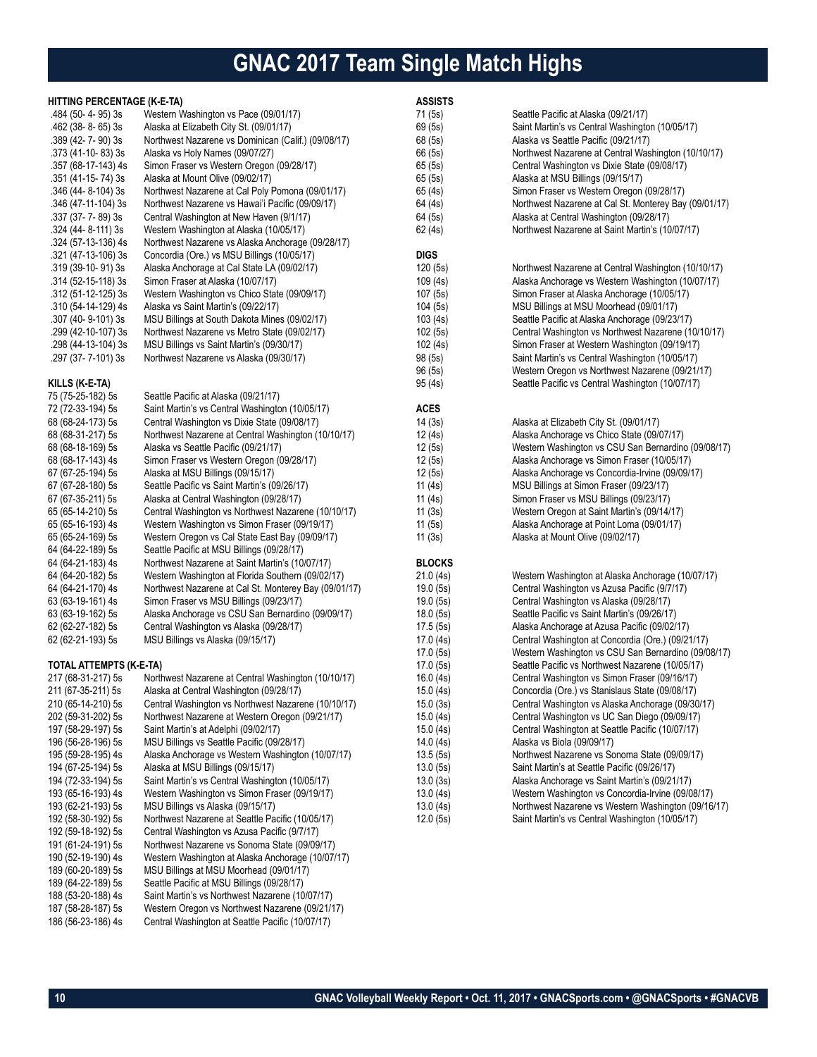# GNAC 2017 Team Single Match Highs

### HITTING PERCENTAGE (K-E-TA)

| | |
|---|---|
| .484 (50- 4- 95) 3s | Western Washington vs Pace (09/01/17) |
| .462 (38- 8- 65) 3s | Alaska at Elizabeth City St. (09/01/17) |
| .389 (42- 7- 90) 3s | Northwest Nazarene vs Dominican (Calif.) (09/08/17) |
| .373 (41-10- 83) 3s | Alaska vs Holy Names (09/07/27) |
| .357 (68-17-143) 4s | Simon Fraser vs Western Oregon (09/28/17) |
| .351 (41-15- 74) 3s | Alaska at Mount Olive (09/02/17) |
| .346 (44- 8-104) 3s | Northwest Nazarene at Cal Poly Pomona (09/01/17) |
| .346 (47-11-104) 3s | Northwest Nazarene vs Hawai'i Pacific (09/09/17) |
| .337 (37- 7- 89) 3s | Central Washington at New Haven (9/1/17) |
| .324 (44- 8-111) 3s | Western Washington at Alaska (10/05/17) |
| .324 (57-13-136) 4s | Northwest Nazarene vs Alaska Anchorage (09/28/17) |
| .321 (47-13-106) 3s | Concordia (Ore.) vs MSU Billings (10/05/17) |
| .319 (39-10- 91) 3s | Alaska Anchorage at Cal State LA (09/02/17) |
| .314 (52-15-118) 3s | Simon Fraser at Alaska (10/07/17) |
| .312 (51-12-125) 3s | Western Washington vs Chico State (09/09/17) |
| .310 (54-14-129) 4s | Alaska vs Saint Martin's (09/22/17) |
| .307 (40- 9-101) 3s | MSU Billings at South Dakota Mines (09/02/17) |
| .299 (42-10-107) 3s | Northwest Nazarene vs Metro State (09/02/17) |
| .298 (44-13-104) 3s | MSU Billings vs Saint Martin's (09/30/17) |
| .297 (37- 7-101) 3s | Northwest Nazarene vs Alaska (09/30/17) |

### KILLS (K-E-TA)

| | |
|---|---|
| 75 (75-25-182) 5s | Seattle Pacific at Alaska (09/21/17) |
| 72 (72-33-194) 5s | Saint Martin's vs Central Washington (10/05/17) |
| 68 (68-24-173) 5s | Central Washington vs Dixie State (09/08/17) |
| 68 (68-31-217) 5s | Northwest Nazarene at Central Washington (10/10/17) |
| 68 (68-18-169) 5s | Alaska vs Seattle Pacific (09/21/17) |
| 68 (68-17-143) 4s | Simon Fraser vs Western Oregon (09/28/17) |
| 67 (67-25-194) 5s | Alaska at MSU Billings (09/15/17) |
| 67 (67-28-180) 5s | Seattle Pacific vs Saint Martin's (09/26/17) |
| 67 (67-35-211) 5s | Alaska at Central Washington (09/28/17) |
| 65 (65-14-210) 5s | Central Washington vs Northwest Nazarene (10/10/17) |
| 65 (65-16-193) 4s | Western Washington vs Simon Fraser (09/19/17) |
| 65 (65-24-169) 5s | Western Oregon vs Cal State East Bay (09/09/17) |
| 64 (64-22-189) 5s | Seattle Pacific at MSU Billings (09/28/17) |
| 64 (64-21-183) 4s | Northwest Nazarene at Saint Martin's (10/07/17) |
| 64 (64-20-182) 5s | Western Washington at Florida Southern (09/02/17) |
| 64 (64-21-170) 4s | Northwest Nazarene at Cal St. Monterey Bay (09/01/17) |
| 63 (63-19-161) 4s | Simon Fraser vs MSU Billings (09/23/17) |
| 63 (63-19-162) 5s | Alaska Anchorage vs CSU San Bernardino (09/09/17) |
| 62 (62-27-182) 5s | Central Washington vs Alaska (09/28/17) |
| 62 (62-21-193) 5s | MSU Billings vs Alaska (09/15/17) |

### TOTAL ATTEMPTS (K-E-TA)

| | |
|---|---|
| 217 (68-31-217) 5s | Northwest Nazarene at Central Washington (10/10/17) |
| 211 (67-35-211) 5s | Alaska at Central Washington (09/28/17) |
| 210 (65-14-210) 5s | Central Washington vs Northwest Nazarene (10/10/17) |
| 202 (59-31-202) 5s | Northwest Nazarene at Western Oregon (09/21/17) |
| 197 (58-29-197) 5s | Saint Martin's at Adelphi (09/02/17) |
| 196 (56-28-196) 5s | MSU Billings vs Seattle Pacific (09/28/17) |
| 195 (59-28-195) 4s | Alaska Anchorage vs Western Washington (10/07/17) |
| 194 (67-25-194) 5s | Alaska at MSU Billings (09/15/17) |
| 194 (72-33-194) 5s | Saint Martin's vs Central Washington (10/05/17) |
| 193 (65-16-193) 4s | Western Washington vs Simon Fraser (09/19/17) |
| 193 (62-21-193) 5s | MSU Billings vs Alaska (09/15/17) |
| 192 (58-30-192) 5s | Northwest Nazarene at Seattle Pacific (10/05/17) |
| 192 (59-18-192) 5s | Central Washington vs Azusa Pacific (9/7/17) |
| 191 (61-24-191) 5s | Northwest Nazarene vs Sonoma State (09/09/17) |
| 190 (52-19-190) 4s | Western Washington at Alaska Anchorage (10/07/17) |
| 189 (60-20-189) 5s | MSU Billings at MSU Moorhead (09/01/17) |
| 189 (64-22-189) 5s | Seattle Pacific at MSU Billings (09/28/17) |
| 188 (53-20-188) 4s | Saint Martin's vs Northwest Nazarene (10/07/17) |
| 187 (58-28-187) 5s | Western Oregon vs Northwest Nazarene (09/21/17) |
| 186 (56-23-186) 4s | Central Washington at Seattle Pacific (10/07/17) |

### ASSISTS

| | |
|---|---|
| 71 (5s) | Seattle Pacific at Alaska (09/21/17) |
| 69 (5s) | Saint Martin's vs Central Washington (10/05/17) |
| 68 (5s) | Alaska vs Seattle Pacific (09/21/17) |
| 66 (5s) | Northwest Nazarene at Central Washington (10/10/17) |
| 65 (5s) | Central Washington vs Dixie State (09/08/17) |
| 65 (5s) | Alaska at MSU Billings (09/15/17) |
| 65 (4s) | Simon Fraser vs Western Oregon (09/28/17) |
| 64 (4s) | Northwest Nazarene at Cal St. Monterey Bay (09/01/17) |
| 64 (5s) | Alaska at Central Washington (09/28/17) |
| 62 (4s) | Northwest Nazarene at Saint Martin's (10/07/17) |

### DIGS

| | |
|---|---|
| 120 (5s) | Northwest Nazarene at Central Washington (10/10/17) |
| 109 (4s) | Alaska Anchorage vs Western Washington (10/07/17) |
| 107 (5s) | Simon Fraser at Alaska Anchorage (10/05/17) |
| 104 (5s) | MSU Billings at MSU Moorhead (09/01/17) |
| 103 (4s) | Seattle Pacific at Alaska Anchorage (09/23/17) |
| 102 (5s) | Central Washington vs Northwest Nazarene (10/10/17) |
| 102 (4s) | Simon Fraser at Western Washington (09/19/17) |
| 98 (5s) | Saint Martin's vs Central Washington (10/05/17) |
| 96 (5s) | Western Oregon vs Northwest Nazarene (09/21/17) |
| 95 (4s) | Seattle Pacific vs Central Washington (10/07/17) |

### ACES

| | |
|---|---|
| 14 (3s) | Alaska at Elizabeth City St. (09/01/17) |
| 12 (4s) | Alaska Anchorage vs Chico State (09/07/17) |
| 12 (5s) | Western Washington vs CSU San Bernardino (09/08/17) |
| 12 (5s) | Alaska Anchorage vs Simon Fraser (10/05/17) |
| 12 (5s) | Alaska Anchorage vs Concordia-Irvine (09/09/17) |
| 11 (4s) | MSU Billings at Simon Fraser (09/23/17) |
| 11 (4s) | Simon Fraser vs MSU Billings (09/23/17) |
| 11 (3s) | Western Oregon at Saint Martin's (09/14/17) |
| 11 (5s) | Alaska Anchorage at Point Loma (09/01/17) |
| 11 (3s) | Alaska at Mount Olive (09/02/17) |

### BLOCKS

| | |
|---|---|
| 21.0 (4s) | Western Washington at Alaska Anchorage (10/07/17) |
| 19.0 (5s) | Central Washington vs Azusa Pacific (9/7/17) |
| 19.0 (5s) | Central Washington vs Alaska (09/28/17) |
| 18.0 (5s) | Seattle Pacific vs Saint Martin's (09/26/17) |
| 17.5 (5s) | Alaska Anchorage at Azusa Pacific (09/02/17) |
| 17.0 (4s) | Central Washington at Concordia (Ore.) (09/21/17) |
| 17.0 (5s) | Western Washington vs CSU San Bernardino (09/08/17) |
| 17.0 (5s) | Seattle Pacific vs Northwest Nazarene (10/05/17) |
| 16.0 (4s) | Central Washington vs Simon Fraser (09/16/17) |
| 15.0 (4s) | Concordia (Ore.) vs Stanislaus State (09/08/17) |
| 15.0 (3s) | Central Washington vs Alaska Anchorage (09/30/17) |
| 15.0 (4s) | Central Washington vs UC San Diego (09/09/17) |
| 15.0 (4s) | Central Washington at Seattle Pacific (10/07/17) |
| 14.0 (4s) | Alaska vs Biola (09/09/17) |
| 13.5 (5s) | Northwest Nazarene vs Sonoma State (09/09/17) |
| 13.0 (5s) | Saint Martin's at Seattle Pacific (09/26/17) |
| 13.0 (3s) | Alaska Anchorage vs Saint Martin's (09/21/17) |
| 13.0 (4s) | Western Washington vs Concordia-Irvine (09/08/17) |
| 13.0 (4s) | Northwest Nazarene vs Western Washington (09/16/17) |
| 12.0 (5s) | Saint Martin's vs Central Washington (10/05/17) |